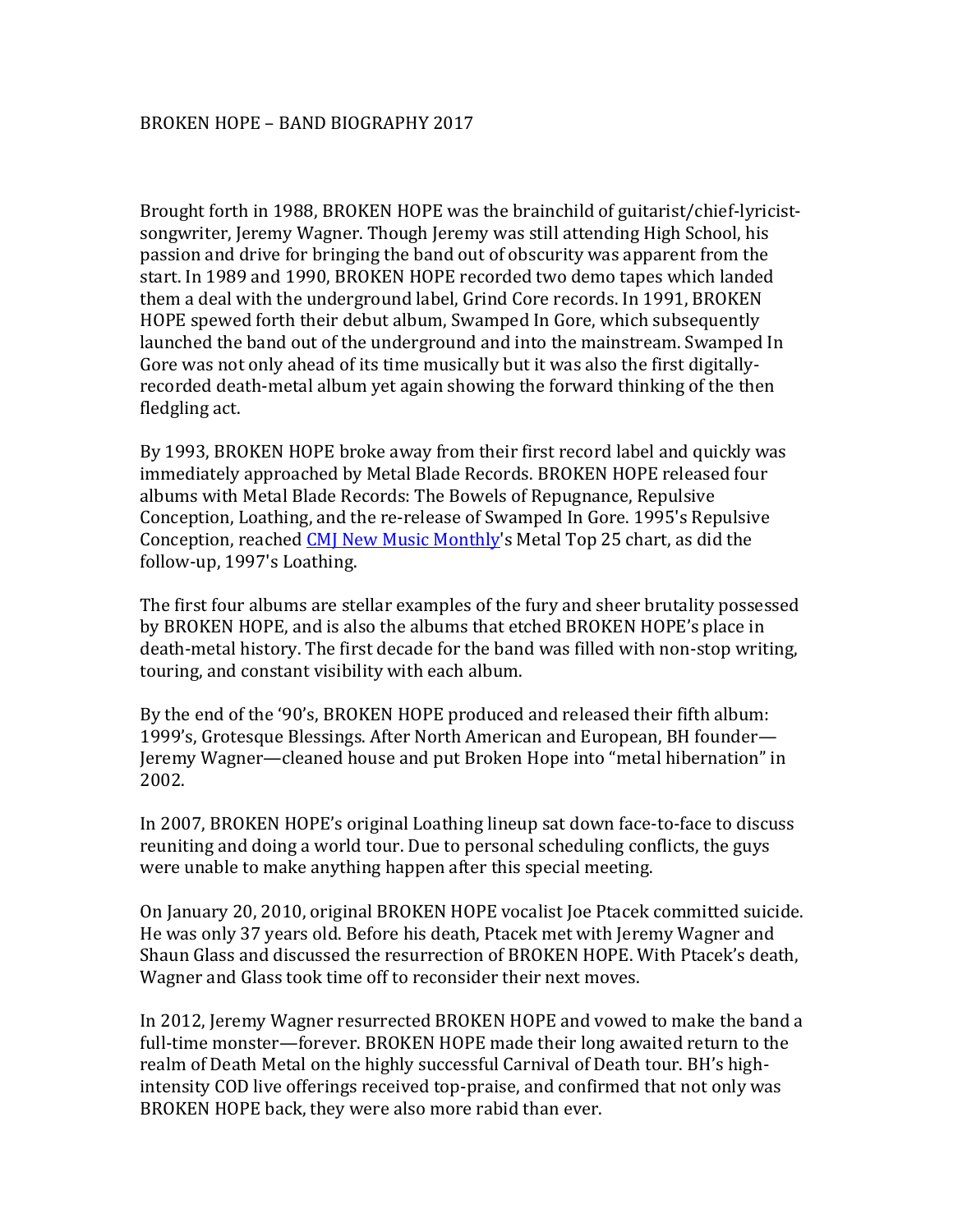BROKEN HOPE – BAND BIOGRAPHY 2017

Brought forth in 1988, BROKEN HOPE was the brainchild of guitarist/chief-lyricist-songwriter, Jeremy Wagner. Though Jeremy was still attending High School, his passion and drive for bringing the band out of obscurity was apparent from the start. In 1989 and 1990, BROKEN HOPE recorded two demo tapes which landed them a deal with the underground label, Grind Core records. In 1991, BROKEN HOPE spewed forth their debut album, Swamped In Gore, which subsequently launched the band out of the underground and into the mainstream. Swamped In Gore was not only ahead of its time musically but it was also the first digitally-recorded death-metal album yet again showing the forward thinking of the then fledgling act.

By 1993, BROKEN HOPE broke away from their first record label and quickly was immediately approached by Metal Blade Records. BROKEN HOPE released four albums with Metal Blade Records: The Bowels of Repugnance, Repulsive Conception, Loathing, and the re-release of Swamped In Gore. 1995's Repulsive Conception, reached [CMJ New Music Monthly]'s Metal Top 25 chart, as did the follow-up, 1997's Loathing.

The first four albums are stellar examples of the fury and sheer brutality possessed by BROKEN HOPE, and is also the albums that etched BROKEN HOPE's place in death-metal history. The first decade for the band was filled with non-stop writing, touring, and constant visibility with each album.

By the end of the '90's, BROKEN HOPE produced and released their fifth album: 1999's, Grotesque Blessings. After North American and European, BH founder—Jeremy Wagner—cleaned house and put Broken Hope into "metal hibernation" in 2002.

In 2007, BROKEN HOPE's original Loathing lineup sat down face-to-face to discuss reuniting and doing a world tour. Due to personal scheduling conflicts, the guys were unable to make anything happen after this special meeting.

On January 20, 2010, original BROKEN HOPE vocalist Joe Ptacek committed suicide. He was only 37 years old. Before his death, Ptacek met with Jeremy Wagner and Shaun Glass and discussed the resurrection of BROKEN HOPE. With Ptacek's death, Wagner and Glass took time off to reconsider their next moves.

In 2012, Jeremy Wagner resurrected BROKEN HOPE and vowed to make the band a full-time monster—forever. BROKEN HOPE made their long awaited return to the realm of Death Metal on the highly successful Carnival of Death tour. BH's high-intensity COD live offerings received top-praise, and confirmed that not only was BROKEN HOPE back, they were also more rabid than ever.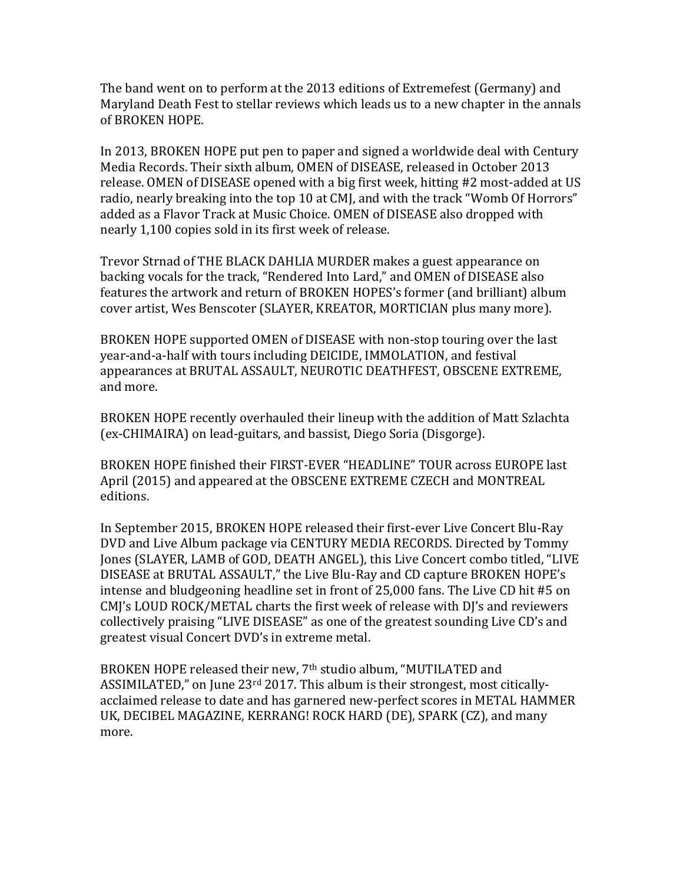The band went on to perform at the 2013 editions of Extremefest (Germany) and Maryland Death Fest to stellar reviews which leads us to a new chapter in the annals of BROKEN HOPE.

In 2013, BROKEN HOPE put pen to paper and signed a worldwide deal with Century Media Records. Their sixth album, OMEN of DISEASE, released in October 2013 release. OMEN of DISEASE opened with a big first week, hitting #2 most-added at US radio, nearly breaking into the top 10 at CMJ, and with the track "Womb Of Horrors" added as a Flavor Track at Music Choice. OMEN of DISEASE also dropped with nearly 1,100 copies sold in its first week of release.

Trevor Strnad of THE BLACK DAHLIA MURDER makes a guest appearance on backing vocals for the track, "Rendered Into Lard," and OMEN of DISEASE also features the artwork and return of BROKEN HOPES's former (and brilliant) album cover artist, Wes Benscoter (SLAYER, KREATOR, MORTICIAN plus many more).

BROKEN HOPE supported OMEN of DISEASE with non-stop touring over the last year-and-a-half with tours including DEICIDE, IMMOLATION, and festival appearances at BRUTAL ASSAULT, NEUROTIC DEATHFEST, OBSCENE EXTREME, and more.

BROKEN HOPE recently overhauled their lineup with the addition of Matt Szlachta (ex-CHIMAIRA) on lead-guitars, and bassist, Diego Soria (Disgorge).

BROKEN HOPE finished their FIRST-EVER "HEADLINE" TOUR across EUROPE last April (2015) and appeared at the OBSCENE EXTREME CZECH and MONTREAL editions.

In September 2015, BROKEN HOPE released their first-ever Live Concert Blu-Ray DVD and Live Album package via CENTURY MEDIA RECORDS. Directed by Tommy Jones (SLAYER, LAMB of GOD, DEATH ANGEL), this Live Concert combo titled, "LIVE DISEASE at BRUTAL ASSAULT," the Live Blu-Ray and CD capture BROKEN HOPE's intense and bludgeoning headline set in front of 25,000 fans. The Live CD hit #5 on CMJ's LOUD ROCK/METAL charts the first week of release with DJ's and reviewers collectively praising "LIVE DISEASE" as one of the greatest sounding Live CD's and greatest visual Concert DVD's in extreme metal.

BROKEN HOPE released their new, 7th studio album, "MUTILATED and ASSIMILATED," on June 23rd 2017. This album is their strongest, most citically-acclaimed release to date and has garnered new-perfect scores in METAL HAMMER UK, DECIBEL MAGAZINE, KERRANG! ROCK HARD (DE), SPARK (CZ), and many more.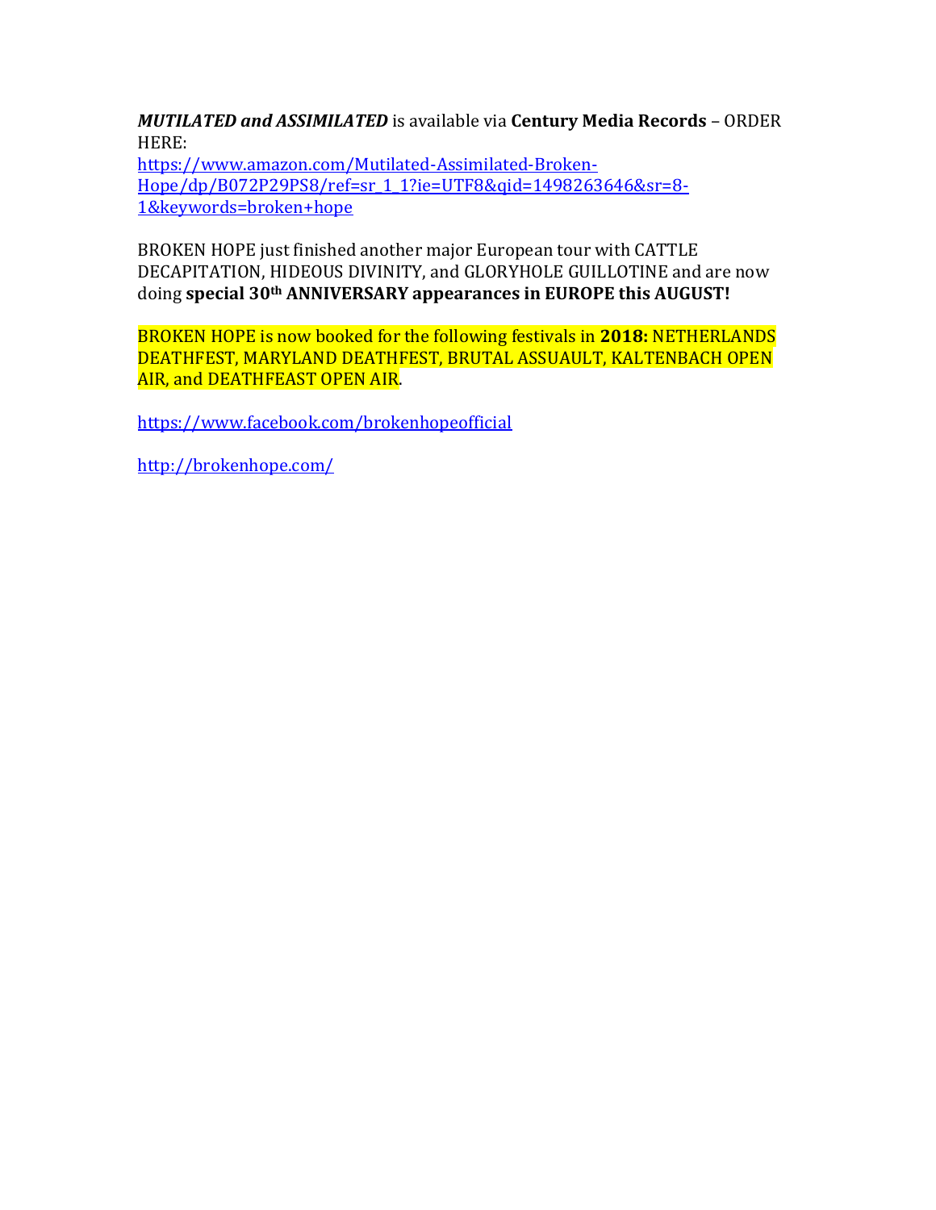***MUTILATED and ASSIMILATED*** is available via **Century Media Records** – ORDER HERE:
https://www.amazon.com/Mutilated-Assimilated-Broken-Hope/dp/B072P29PS8/ref=sr_1_1?ie=UTF8&qid=1498263646&sr=8-1&keywords=broken+hope

BROKEN HOPE just finished another major European tour with CATTLE DECAPITATION, HIDEOUS DIVINITY, and GLORYHOLE GUILLOTINE and are now doing **special 30th ANNIVERSARY appearances in EUROPE this AUGUST!**

BROKEN HOPE is now booked for the following festivals in **2018:** NETHERLANDS DEATHFEST, MARYLAND DEATHFEST, BRUTAL ASSUAULT, KALTENBACH OPEN AIR, and DEATHFEAST OPEN AIR.

https://www.facebook.com/brokenhopeofficial

http://brokenhope.com/